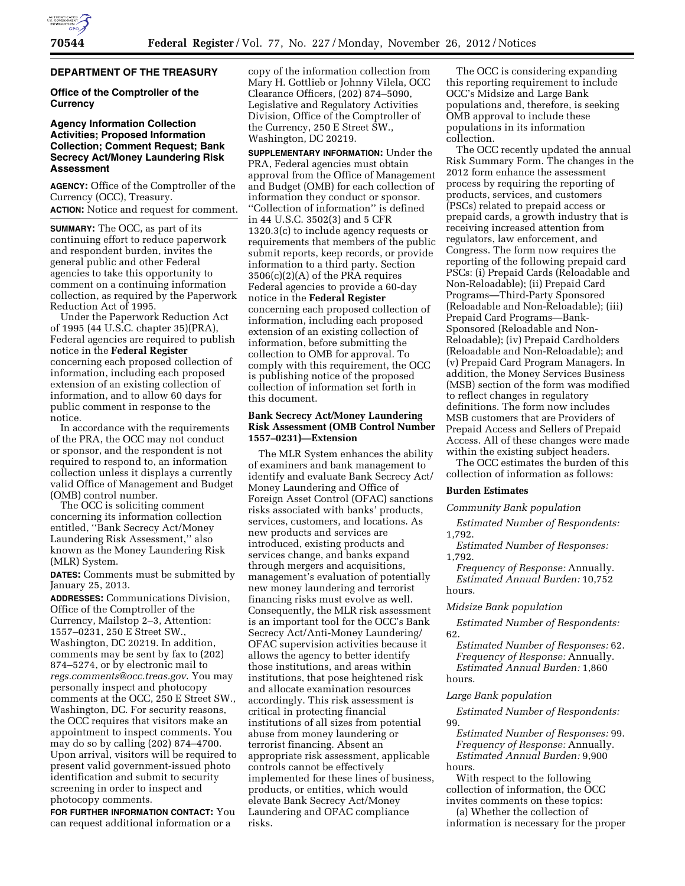## DEPARTMENT OF THE TREASURY

### Office of the Comptroller of the Currency

### Agency Information Collection Activities; Proposed Information Collection; Comment Request; Bank Secrecy Act/Money Laundering Risk Assessment

**AGENCY:** Office of the Comptroller of the Currency (OCC), Treasury.

**ACTION:** Notice and request for comment.

**SUMMARY:** The OCC, as part of its continuing effort to reduce paperwork and respondent burden, invites the general public and other Federal agencies to take this opportunity to comment on a continuing information collection, as required by the Paperwork Reduction Act of 1995.

Under the Paperwork Reduction Act of 1995 (44 U.S.C. chapter 35)(PRA), Federal agencies are required to publish notice in the **Federal Register** concerning each proposed collection of information, including each proposed extension of an existing collection of information, and to allow 60 days for public comment in response to the notice.

In accordance with the requirements of the PRA, the OCC may not conduct or sponsor, and the respondent is not required to respond to, an information collection unless it displays a currently valid Office of Management and Budget (OMB) control number.

The OCC is soliciting comment concerning its information collection entitled, ''Bank Secrecy Act/Money Laundering Risk Assessment,'' also known as the Money Laundering Risk (MLR) System.

**DATES:** Comments must be submitted by January 25, 2013.

**ADDRESSES:** Communications Division, Office of the Comptroller of the Currency, Mailstop 2–3, Attention: 1557–0231, 250 E Street SW., Washington, DC 20219. In addition, comments may be sent by fax to (202) 874–5274, or by electronic mail to *regs.comments@occ.treas.gov*. You may personally inspect and photocopy comments at the OCC, 250 E Street SW., Washington, DC. For security reasons, the OCC requires that visitors make an appointment to inspect comments. You may do so by calling (202) 874–4700. Upon arrival, visitors will be required to present valid government-issued photo identification and submit to security screening in order to inspect and photocopy comments.

**FOR FURTHER INFORMATION CONTACT:** You can request additional information or a copy of the information collection from Mary H. Gottlieb or Johnny Vilela, OCC Clearance Officers, (202) 874–5090, Legislative and Regulatory Activities Division, Office of the Comptroller of the Currency, 250 E Street SW., Washington, DC 20219.

**SUPPLEMENTARY INFORMATION:** Under the PRA, Federal agencies must obtain approval from the Office of Management and Budget (OMB) for each collection of information they conduct or sponsor. ''Collection of information'' is defined in 44 U.S.C. 3502(3) and 5 CFR 1320.3(c) to include agency requests or requirements that members of the public submit reports, keep records, or provide information to a third party. Section 3506(c)(2)(A) of the PRA requires Federal agencies to provide a 60-day notice in the **Federal Register** concerning each proposed collection of information, including each proposed extension of an existing collection of information, before submitting the collection to OMB for approval. To comply with this requirement, the OCC is publishing notice of the proposed collection of information set forth in this document.

**Bank Secrecy Act/Money Laundering Risk Assessment (OMB Control Number 1557–0231)—Extension**

The MLR System enhances the ability of examiners and bank management to identify and evaluate Bank Secrecy Act/Money Laundering and Office of Foreign Asset Control (OFAC) sanctions risks associated with banks' products, services, customers, and locations. As new products and services are introduced, existing products and services change, and banks expand through mergers and acquisitions, management's evaluation of potentially new money laundering and terrorist financing risks must evolve as well. Consequently, the MLR risk assessment is an important tool for the OCC's Bank Secrecy Act/Anti-Money Laundering/OFAC supervision activities because it allows the agency to better identify those institutions, and areas within institutions, that pose heightened risk and allocate examination resources accordingly. This risk assessment is critical in protecting financial institutions of all sizes from potential abuse from money laundering or terrorist financing. Absent an appropriate risk assessment, applicable controls cannot be effectively implemented for these lines of business, products, or entities, which would elevate Bank Secrecy Act/Money Laundering and OFAC compliance risks.

The OCC is considering expanding this reporting requirement to include OCC's Midsize and Large Bank populations and, therefore, is seeking OMB approval to include these populations in its information collection.

The OCC recently updated the annual Risk Summary Form. The changes in the 2012 form enhance the assessment process by requiring the reporting of products, services, and customers (PSCs) related to prepaid access or prepaid cards, a growth industry that is receiving increased attention from regulators, law enforcement, and Congress. The form now requires the reporting of the following prepaid card PSCs: (i) Prepaid Cards (Reloadable and Non-Reloadable); (ii) Prepaid Card Programs—Third-Party Sponsored (Reloadable and Non-Reloadable); (iii) Prepaid Card Programs—Bank-Sponsored (Reloadable and Non-Reloadable); (iv) Prepaid Cardholders (Reloadable and Non-Reloadable); and (v) Prepaid Card Program Managers. In addition, the Money Services Business (MSB) section of the form was modified to reflect changes in regulatory definitions. The form now includes MSB customers that are Providers of Prepaid Access and Sellers of Prepaid Access. All of these changes were made within the existing subject headers.

The OCC estimates the burden of this collection of information as follows:

**Burden Estimates**

*Community Bank population*

*Estimated Number of Respondents:* 1,792.

*Estimated Number of Responses:* 1,792.

*Frequency of Response:* Annually.

*Estimated Annual Burden:* 10,752 hours.

*Midsize Bank population*

*Estimated Number of Respondents:* 62.

*Estimated Number of Responses:* 62.

*Frequency of Response:* Annually.

*Estimated Annual Burden:* 1,860 hours.

*Large Bank population*

*Estimated Number of Respondents:* 99.

*Estimated Number of Responses:* 99.

*Frequency of Response:* Annually.

*Estimated Annual Burden:* 9,900 hours.

With respect to the following collection of information, the OCC invites comments on these topics:

(a) Whether the collection of information is necessary for the proper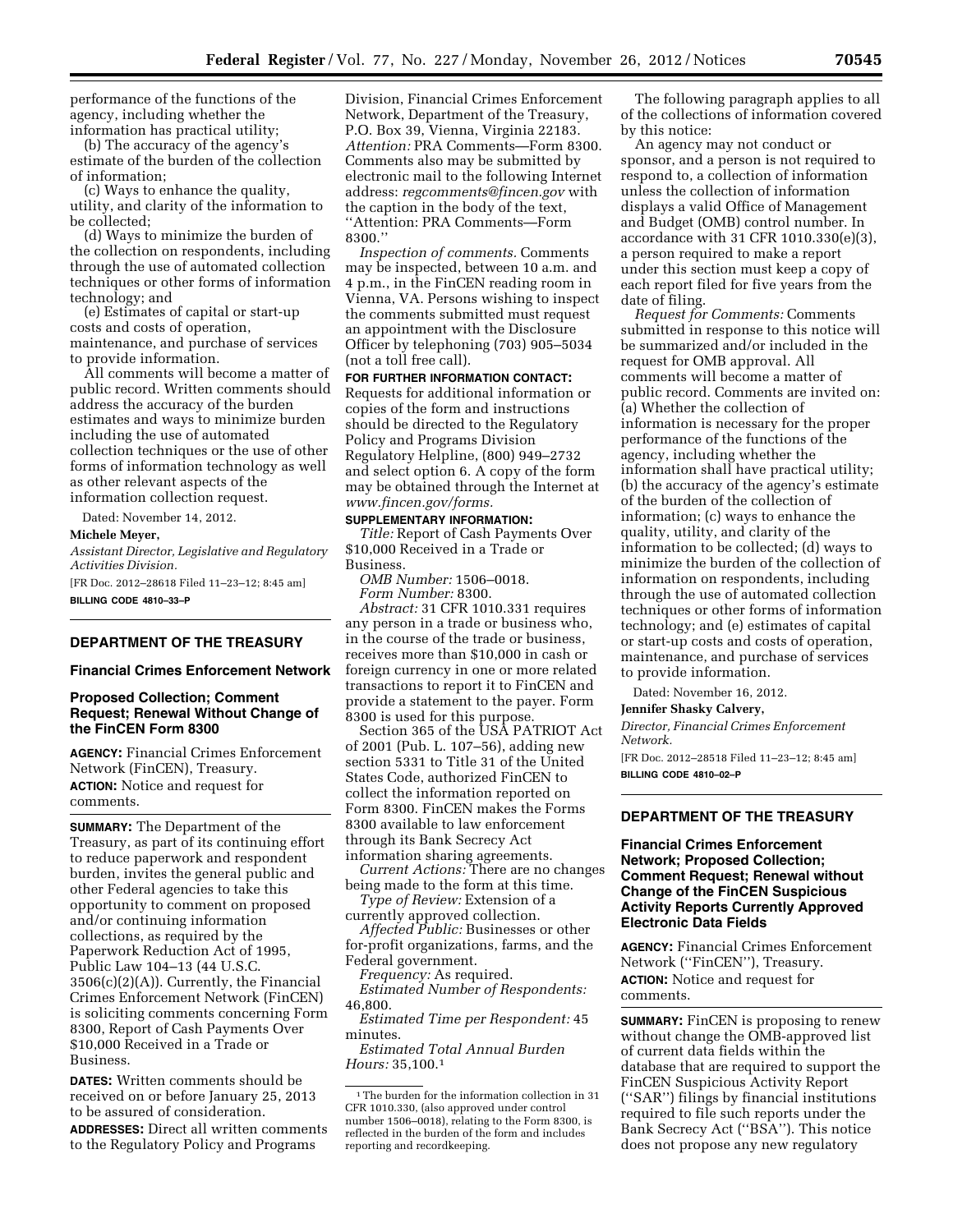performance of the functions of the agency, including whether the information has practical utility;

(b) The accuracy of the agency's estimate of the burden of the collection of information;

(c) Ways to enhance the quality, utility, and clarity of the information to be collected;

(d) Ways to minimize the burden of the collection on respondents, including through the use of automated collection techniques or other forms of information technology; and

(e) Estimates of capital or start-up costs and costs of operation, maintenance, and purchase of services to provide information.

All comments will become a matter of public record. Written comments should address the accuracy of the burden estimates and ways to minimize burden including the use of automated collection techniques or the use of other forms of information technology as well as other relevant aspects of the information collection request.

Dated: November 14, 2012.

**Michele Meyer,**

*Assistant Director, Legislative and Regulatory Activities Division.*

[FR Doc. 2012–28618 Filed 11–23–12; 8:45 am]

**BILLING CODE 4810–33–P**

---

## DEPARTMENT OF THE TREASURY

### Financial Crimes Enforcement Network

### Proposed Collection; Comment Request; Renewal Without Change of the FinCEN Form 8300

**AGENCY:** Financial Crimes Enforcement Network (FinCEN), Treasury.

**ACTION:** Notice and request for comments.

**SUMMARY:** The Department of the Treasury, as part of its continuing effort to reduce paperwork and respondent burden, invites the general public and other Federal agencies to take this opportunity to comment on proposed and/or continuing information collections, as required by the Paperwork Reduction Act of 1995, Public Law 104–13 (44 U.S.C. 3506(c)(2)(A)). Currently, the Financial Crimes Enforcement Network (FinCEN) is soliciting comments concerning Form 8300, Report of Cash Payments Over $10,000 Received in a Trade or Business.

**DATES:** Written comments should be received on or before January 25, 2013 to be assured of consideration.

**ADDRESSES:** Direct all written comments to the Regulatory Policy and Programs Division, Financial Crimes Enforcement Network, Department of the Treasury, P.O. Box 39, Vienna, Virginia 22183. *Attention:* PRA Comments—Form 8300. Comments also may be submitted by electronic mail to the following Internet address: *regcomments@fincen.gov* with the caption in the body of the text, "Attention: PRA Comments—Form 8300."

*Inspection of comments.* Comments may be inspected, between 10 a.m. and 4 p.m., in the FinCEN reading room in Vienna, VA. Persons wishing to inspect the comments submitted must request an appointment with the Disclosure Officer by telephoning (703) 905–5034 (not a toll free call).

**FOR FURTHER INFORMATION CONTACT:** Requests for additional information or copies of the form and instructions should be directed to the Regulatory Policy and Programs Division Regulatory Helpline, (800) 949–2732 and select option 6. A copy of the form may be obtained through the Internet at *www.fincen.gov/forms.*

**SUPPLEMENTARY INFORMATION:**

*Title:* Report of Cash Payments Over $10,000 Received in a Trade or Business.

*OMB Number:* 1506–0018.

*Form Number:* 8300.

*Abstract:* 31 CFR 1010.331 requires any person in a trade or business who, in the course of the trade or business, receives more than $10,000 in cash or foreign currency in one or more related transactions to report it to FinCEN and provide a statement to the payer. Form 8300 is used for this purpose.

Section 365 of the USA PATRIOT Act of 2001 (Pub. L. 107–56), adding new section 5331 to Title 31 of the United States Code, authorized FinCEN to collect the information reported on Form 8300. FinCEN makes the Forms 8300 available to law enforcement through its Bank Secrecy Act information sharing agreements.

*Current Actions:* There are no changes being made to the form at this time.

*Type of Review:* Extension of a currently approved collection.

*Affected Public:* Businesses or other for-profit organizations, farms, and the Federal government.

*Frequency:* As required.

*Estimated Number of Respondents:* 46,800.

*Estimated Time per Respondent:* 45 minutes.

*Estimated Total Annual Burden Hours:* 35,100.[1]

[1] The burden for the information collection in 31 CFR 1010.330, (also approved under control number 1506–0018), relating to the Form 8300, is reflected in the burden of the form and includes reporting and recordkeeping.

The following paragraph applies to all of the collections of information covered by this notice:

An agency may not conduct or sponsor, and a person is not required to respond to, a collection of information unless the collection of information displays a valid Office of Management and Budget (OMB) control number. In accordance with 31 CFR 1010.330(e)(3), a person required to make a report under this section must keep a copy of each report filed for five years from the date of filing.

*Request for Comments:* Comments submitted in response to this notice will be summarized and/or included in the request for OMB approval. All comments will become a matter of public record. Comments are invited on: (a) Whether the collection of information is necessary for the proper performance of the functions of the agency, including whether the information shall have practical utility; (b) the accuracy of the agency's estimate of the burden of the collection of information; (c) ways to enhance the quality, utility, and clarity of the information to be collected; (d) ways to minimize the burden of the collection of information on respondents, including through the use of automated collection techniques or other forms of information technology; and (e) estimates of capital or start-up costs and costs of operation, maintenance, and purchase of services to provide information.

Dated: November 16, 2012.

**Jennifer Shasky Calvery,**

*Director, Financial Crimes Enforcement Network.*

[FR Doc. 2012–28518 Filed 11–23–12; 8:45 am]

**BILLING CODE 4810–02–P**

---

## DEPARTMENT OF THE TREASURY

### Financial Crimes Enforcement Network; Proposed Collection; Comment Request; Renewal without Change of the FinCEN Suspicious Activity Reports Currently Approved Electronic Data Fields

**AGENCY:** Financial Crimes Enforcement Network ("FinCEN"), Treasury.

**ACTION:** Notice and request for comments.

**SUMMARY:** FinCEN is proposing to renew without change the OMB-approved list of current data fields within the database that are required to support the FinCEN Suspicious Activity Report ("SAR") filings by financial institutions required to file such reports under the Bank Secrecy Act ("BSA"). This notice does not propose any new regulatory